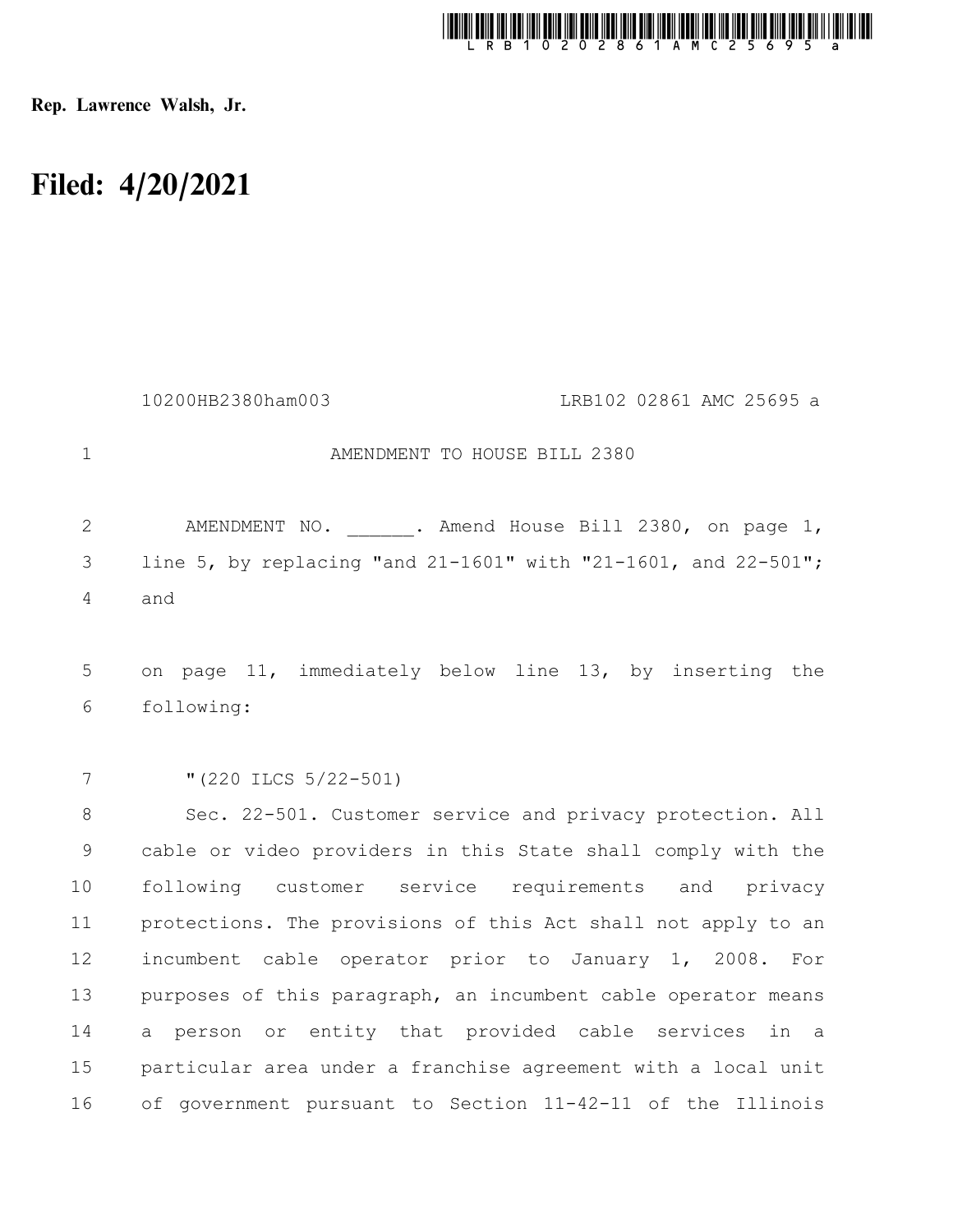Rep. Lawrence Walsh, Jr.

# Filed: 4/20/2021

10200HB2380ham003 LRB102 02861 AMC 25695 a

AMENDMENT TO HOUSE BILL 2380

AMENDMENT NO. ______. Amend House Bill 2380, on page 1, line 5, by replacing "and 21-1601" with "21-1601, and 22-501"; and

on page 11, immediately below line 13, by inserting the following:

"(220 ILCS 5/22-501)

Sec. 22-501. Customer service and privacy protection. All cable or video providers in this State shall comply with the following customer service requirements and privacy protections. The provisions of this Act shall not apply to an incumbent cable operator prior to January 1, 2008. For purposes of this paragraph, an incumbent cable operator means a person or entity that provided cable services in a particular area under a franchise agreement with a local unit of government pursuant to Section 11-42-11 of the Illinois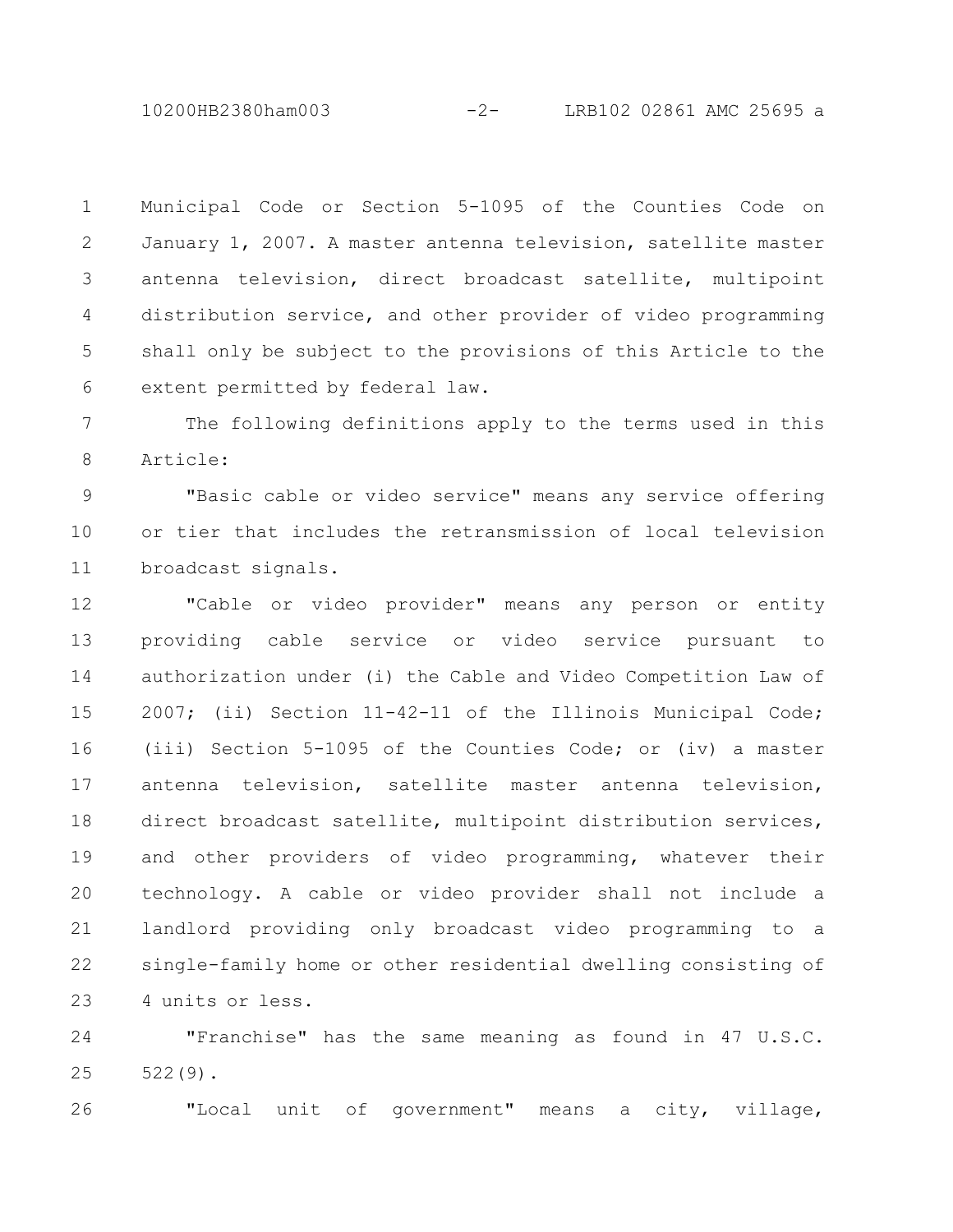Municipal Code or Section 5-1095 of the Counties Code on January 1, 2007. A master antenna television, satellite master antenna television, direct broadcast satellite, multipoint distribution service, and other provider of video programming shall only be subject to the provisions of this Article to the extent permitted by federal law.

The following definitions apply to the terms used in this Article:

"Basic cable or video service" means any service offering or tier that includes the retransmission of local television broadcast signals.

"Cable or video provider" means any person or entity providing cable service or video service pursuant to authorization under (i) the Cable and Video Competition Law of 2007; (ii) Section 11-42-11 of the Illinois Municipal Code; (iii) Section 5-1095 of the Counties Code; or (iv) a master antenna television, satellite master antenna television, direct broadcast satellite, multipoint distribution services, and other providers of video programming, whatever their technology. A cable or video provider shall not include a landlord providing only broadcast video programming to a single-family home or other residential dwelling consisting of 4 units or less.

"Franchise" has the same meaning as found in 47 U.S.C. 522(9).

"Local unit of government" means a city, village,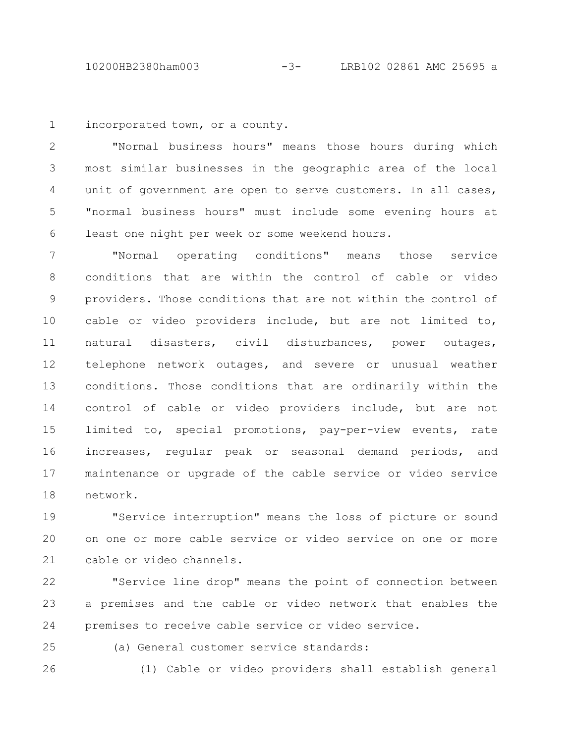incorporated town, or a county.

"Normal business hours" means those hours during which most similar businesses in the geographic area of the local unit of government are open to serve customers. In all cases, "normal business hours" must include some evening hours at least one night per week or some weekend hours.

"Normal operating conditions" means those service conditions that are within the control of cable or video providers. Those conditions that are not within the control of cable or video providers include, but are not limited to, natural disasters, civil disturbances, power outages, telephone network outages, and severe or unusual weather conditions. Those conditions that are ordinarily within the control of cable or video providers include, but are not limited to, special promotions, pay-per-view events, rate increases, regular peak or seasonal demand periods, and maintenance or upgrade of the cable service or video service network.

"Service interruption" means the loss of picture or sound on one or more cable service or video service on one or more cable or video channels.

"Service line drop" means the point of connection between a premises and the cable or video network that enables the premises to receive cable service or video service.

(a) General customer service standards:

(1) Cable or video providers shall establish general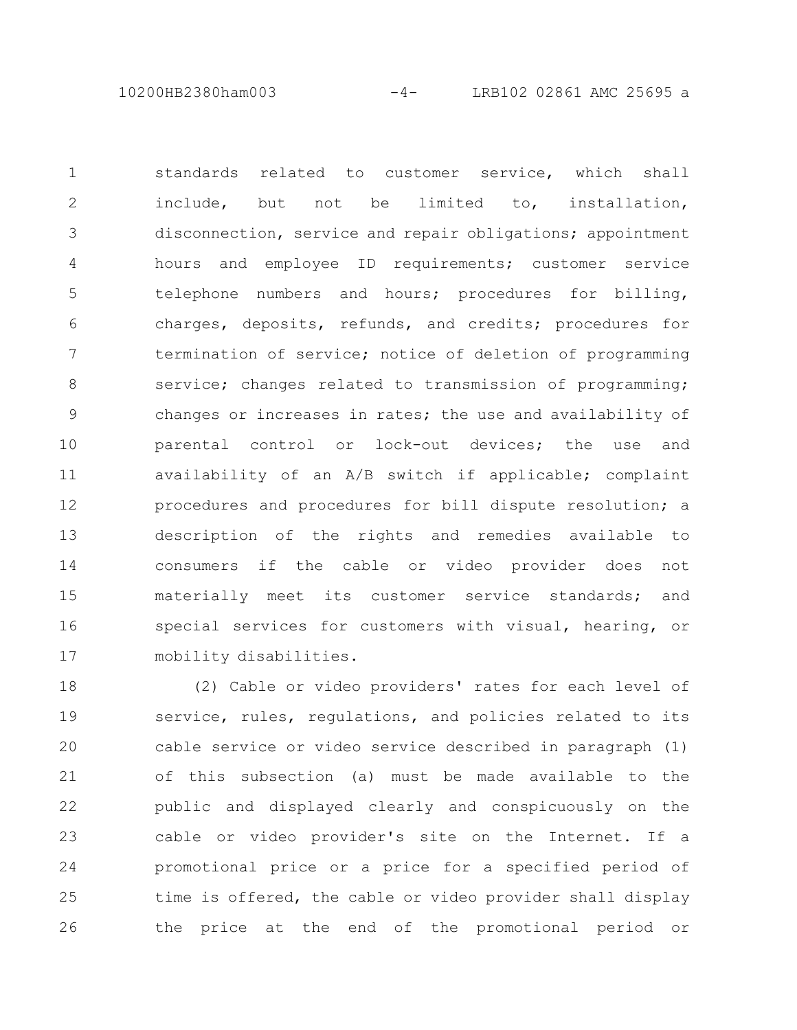standards related to customer service, which shall include, but not be limited to, installation, disconnection, service and repair obligations; appointment hours and employee ID requirements; customer service telephone numbers and hours; procedures for billing, charges, deposits, refunds, and credits; procedures for termination of service; notice of deletion of programming service; changes related to transmission of programming; changes or increases in rates; the use and availability of parental control or lock-out devices; the use and availability of an A/B switch if applicable; complaint procedures and procedures for bill dispute resolution; a description of the rights and remedies available to consumers if the cable or video provider does not materially meet its customer service standards; and special services for customers with visual, hearing, or mobility disabilities.

(2) Cable or video providers' rates for each level of service, rules, regulations, and policies related to its cable service or video service described in paragraph (1) of this subsection (a) must be made available to the public and displayed clearly and conspicuously on the cable or video provider's site on the Internet. If a promotional price or a price for a specified period of time is offered, the cable or video provider shall display the price at the end of the promotional period or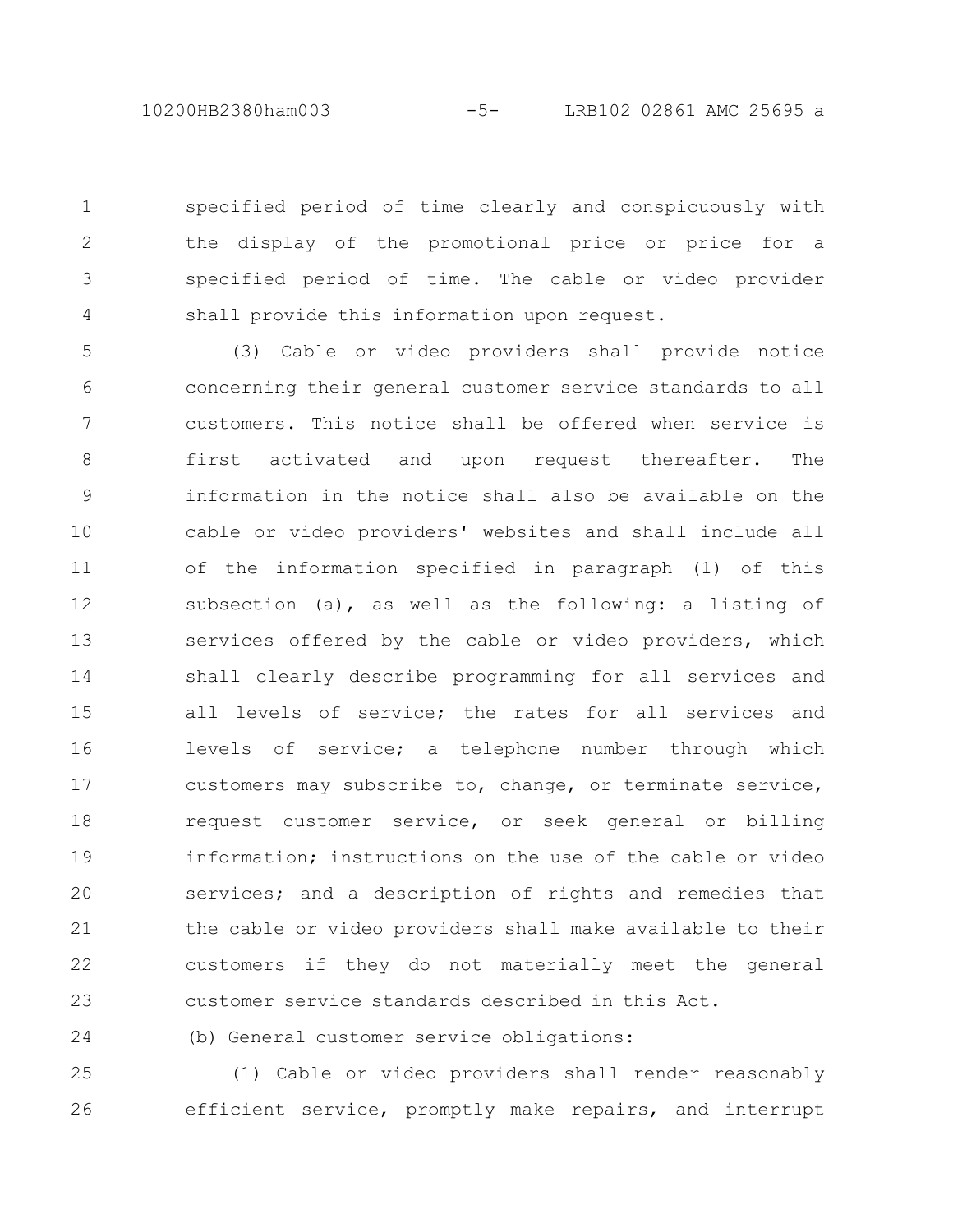specified period of time clearly and conspicuously with the display of the promotional price or price for a specified period of time. The cable or video provider shall provide this information upon request.

(3) Cable or video providers shall provide notice concerning their general customer service standards to all customers. This notice shall be offered when service is first activated and upon request thereafter. The information in the notice shall also be available on the cable or video providers' websites and shall include all of the information specified in paragraph (1) of this subsection (a), as well as the following: a listing of services offered by the cable or video providers, which shall clearly describe programming for all services and all levels of service; the rates for all services and levels of service; a telephone number through which customers may subscribe to, change, or terminate service, request customer service, or seek general or billing information; instructions on the use of the cable or video services; and a description of rights and remedies that the cable or video providers shall make available to their customers if they do not materially meet the general customer service standards described in this Act.

(b) General customer service obligations:

(1) Cable or video providers shall render reasonably efficient service, promptly make repairs, and interrupt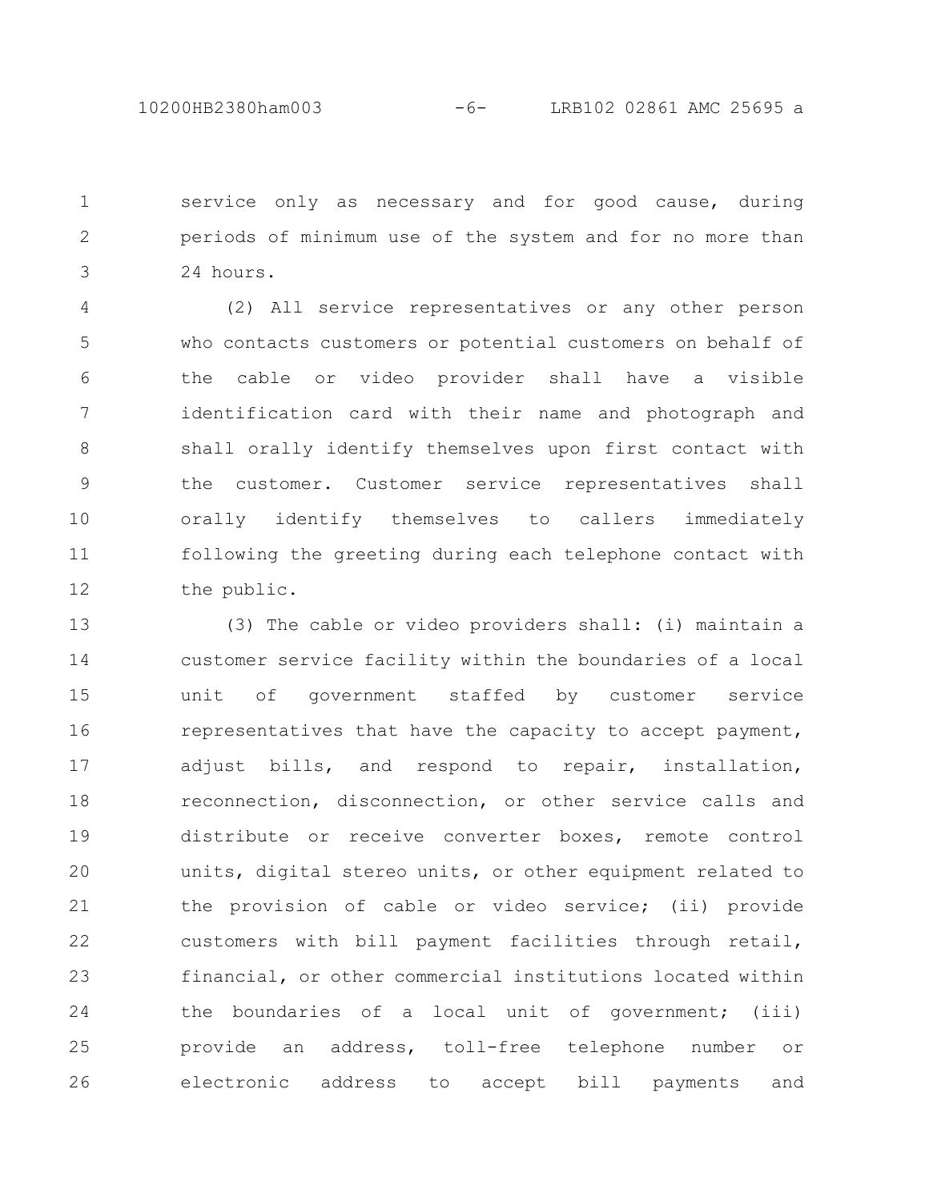service only as necessary and for good cause, during periods of minimum use of the system and for no more than 24 hours.

(2) All service representatives or any other person who contacts customers or potential customers on behalf of the cable or video provider shall have a visible identification card with their name and photograph and shall orally identify themselves upon first contact with the customer. Customer service representatives shall orally identify themselves to callers immediately following the greeting during each telephone contact with the public.

(3) The cable or video providers shall: (i) maintain a customer service facility within the boundaries of a local unit of government staffed by customer service representatives that have the capacity to accept payment, adjust bills, and respond to repair, installation, reconnection, disconnection, or other service calls and distribute or receive converter boxes, remote control units, digital stereo units, or other equipment related to the provision of cable or video service; (ii) provide customers with bill payment facilities through retail, financial, or other commercial institutions located within the boundaries of a local unit of government; (iii) provide an address, toll-free telephone number or electronic address to accept bill payments and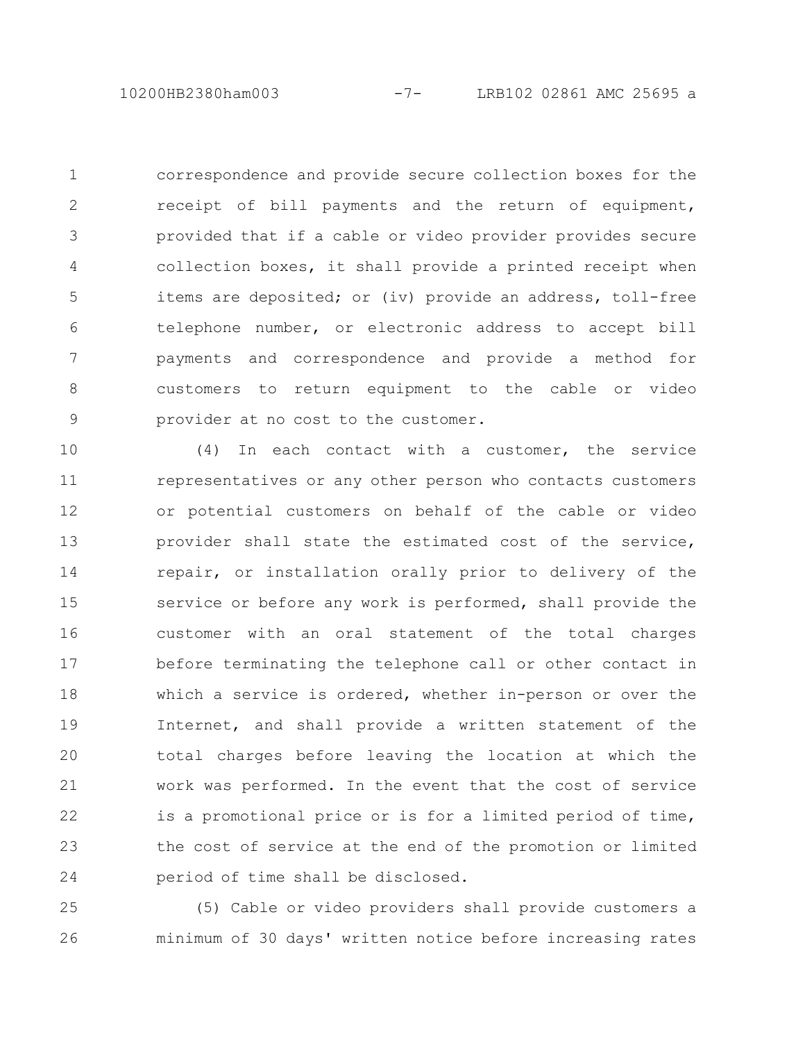correspondence and provide secure collection boxes for the receipt of bill payments and the return of equipment, provided that if a cable or video provider provides secure collection boxes, it shall provide a printed receipt when items are deposited; or (iv) provide an address, toll-free telephone number, or electronic address to accept bill payments and correspondence and provide a method for customers to return equipment to the cable or video provider at no cost to the customer.

(4) In each contact with a customer, the service representatives or any other person who contacts customers or potential customers on behalf of the cable or video provider shall state the estimated cost of the service, repair, or installation orally prior to delivery of the service or before any work is performed, shall provide the customer with an oral statement of the total charges before terminating the telephone call or other contact in which a service is ordered, whether in-person or over the Internet, and shall provide a written statement of the total charges before leaving the location at which the work was performed. In the event that the cost of service is a promotional price or is for a limited period of time, the cost of service at the end of the promotion or limited period of time shall be disclosed.

(5) Cable or video providers shall provide customers a minimum of 30 days' written notice before increasing rates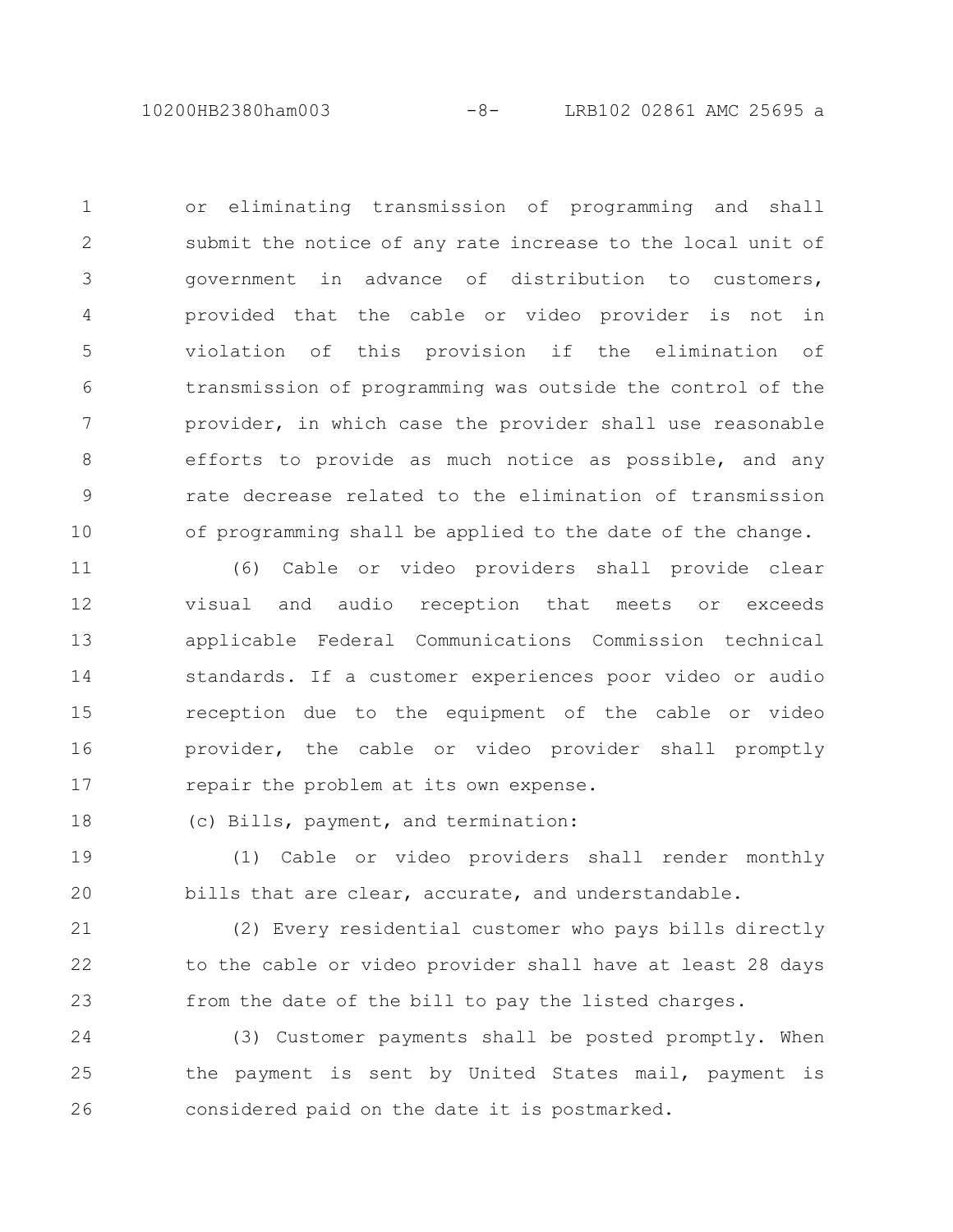or eliminating transmission of programming and shall submit the notice of any rate increase to the local unit of government in advance of distribution to customers, provided that the cable or video provider is not in violation of this provision if the elimination of transmission of programming was outside the control of the provider, in which case the provider shall use reasonable efforts to provide as much notice as possible, and any rate decrease related to the elimination of transmission of programming shall be applied to the date of the change.

(6) Cable or video providers shall provide clear visual and audio reception that meets or exceeds applicable Federal Communications Commission technical standards. If a customer experiences poor video or audio reception due to the equipment of the cable or video provider, the cable or video provider shall promptly repair the problem at its own expense.

(c) Bills, payment, and termination:

(1) Cable or video providers shall render monthly bills that are clear, accurate, and understandable.

(2) Every residential customer who pays bills directly to the cable or video provider shall have at least 28 days from the date of the bill to pay the listed charges.

(3) Customer payments shall be posted promptly. When the payment is sent by United States mail, payment is considered paid on the date it is postmarked.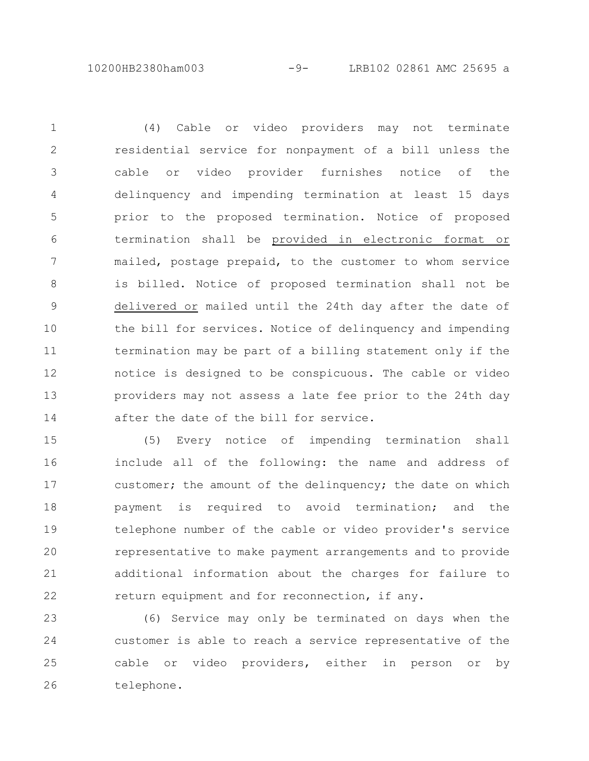(4) Cable or video providers may not terminate residential service for nonpayment of a bill unless the cable or video provider furnishes notice of the delinquency and impending termination at least 15 days prior to the proposed termination. Notice of proposed termination shall be provided in electronic format or mailed, postage prepaid, to the customer to whom service is billed. Notice of proposed termination shall not be delivered or mailed until the 24th day after the date of the bill for services. Notice of delinquency and impending termination may be part of a billing statement only if the notice is designed to be conspicuous. The cable or video providers may not assess a late fee prior to the 24th day after the date of the bill for service.

(5) Every notice of impending termination shall include all of the following: the name and address of customer; the amount of the delinquency; the date on which payment is required to avoid termination; and the telephone number of the cable or video provider's service representative to make payment arrangements and to provide additional information about the charges for failure to return equipment and for reconnection, if any.

(6) Service may only be terminated on days when the customer is able to reach a service representative of the cable or video providers, either in person or by telephone.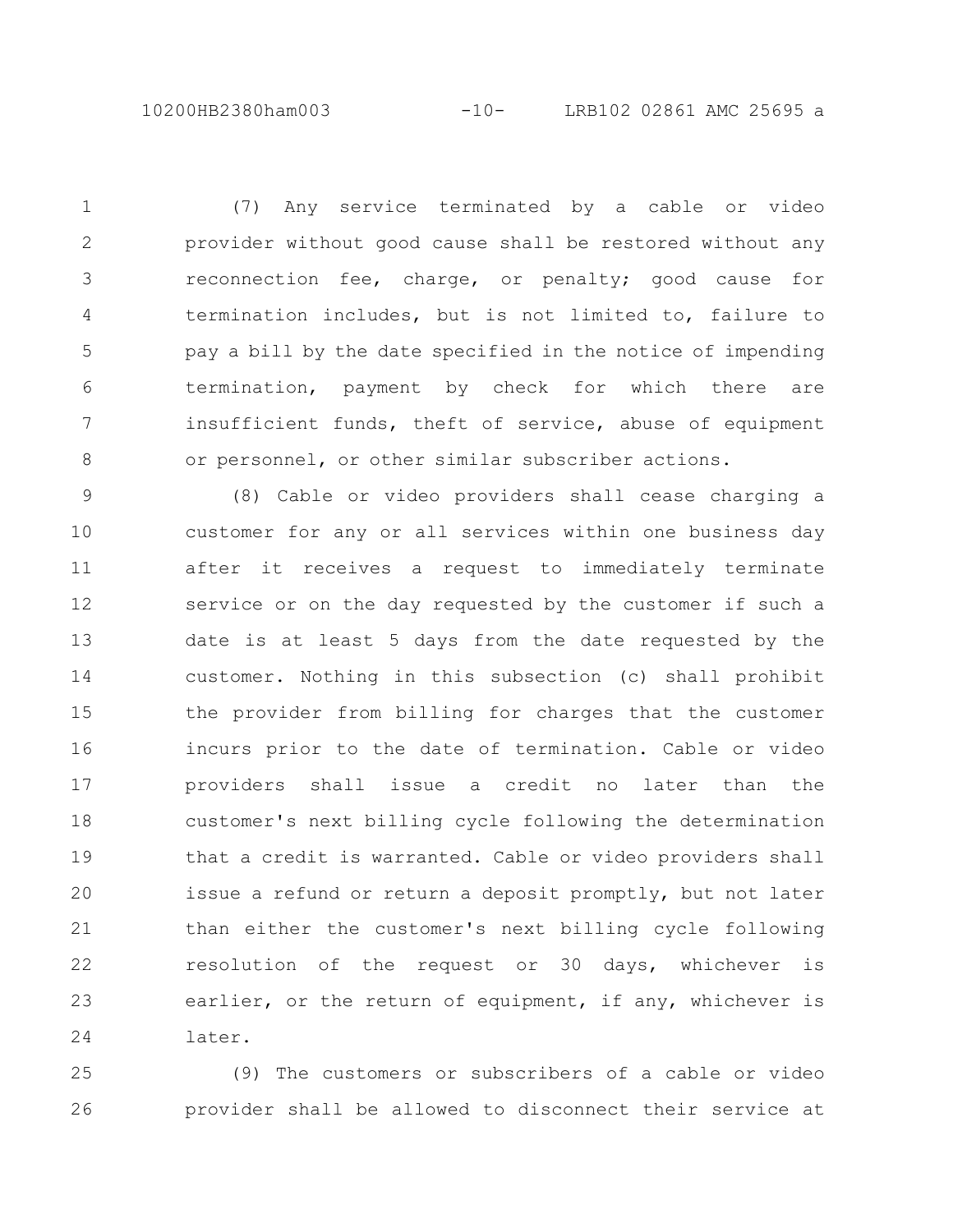(7) Any service terminated by a cable or video provider without good cause shall be restored without any reconnection fee, charge, or penalty; good cause for termination includes, but is not limited to, failure to pay a bill by the date specified in the notice of impending termination, payment by check for which there are insufficient funds, theft of service, abuse of equipment or personnel, or other similar subscriber actions.

(8) Cable or video providers shall cease charging a customer for any or all services within one business day after it receives a request to immediately terminate service or on the day requested by the customer if such a date is at least 5 days from the date requested by the customer. Nothing in this subsection (c) shall prohibit the provider from billing for charges that the customer incurs prior to the date of termination. Cable or video providers shall issue a credit no later than the customer's next billing cycle following the determination that a credit is warranted. Cable or video providers shall issue a refund or return a deposit promptly, but not later than either the customer's next billing cycle following resolution of the request or 30 days, whichever is earlier, or the return of equipment, if any, whichever is later.

(9) The customers or subscribers of a cable or video provider shall be allowed to disconnect their service at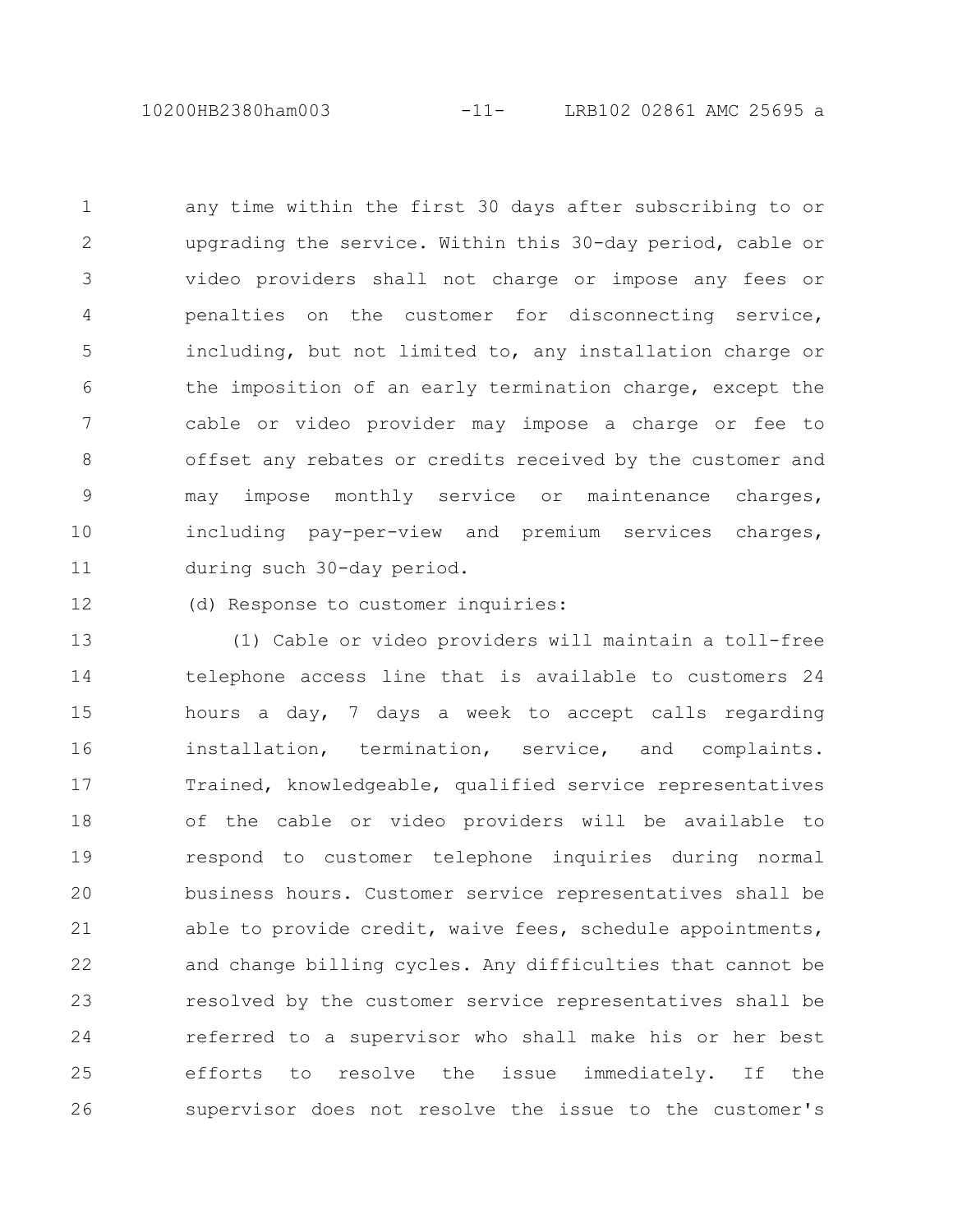any time within the first 30 days after subscribing to or upgrading the service. Within this 30-day period, cable or video providers shall not charge or impose any fees or penalties on the customer for disconnecting service, including, but not limited to, any installation charge or the imposition of an early termination charge, except the cable or video provider may impose a charge or fee to offset any rebates or credits received by the customer and may impose monthly service or maintenance charges, including pay-per-view and premium services charges, during such 30-day period.

(d) Response to customer inquiries:

(1) Cable or video providers will maintain a toll-free telephone access line that is available to customers 24 hours a day, 7 days a week to accept calls regarding installation, termination, service, and complaints. Trained, knowledgeable, qualified service representatives of the cable or video providers will be available to respond to customer telephone inquiries during normal business hours. Customer service representatives shall be able to provide credit, waive fees, schedule appointments, and change billing cycles. Any difficulties that cannot be resolved by the customer service representatives shall be referred to a supervisor who shall make his or her best efforts to resolve the issue immediately. If the supervisor does not resolve the issue to the customer's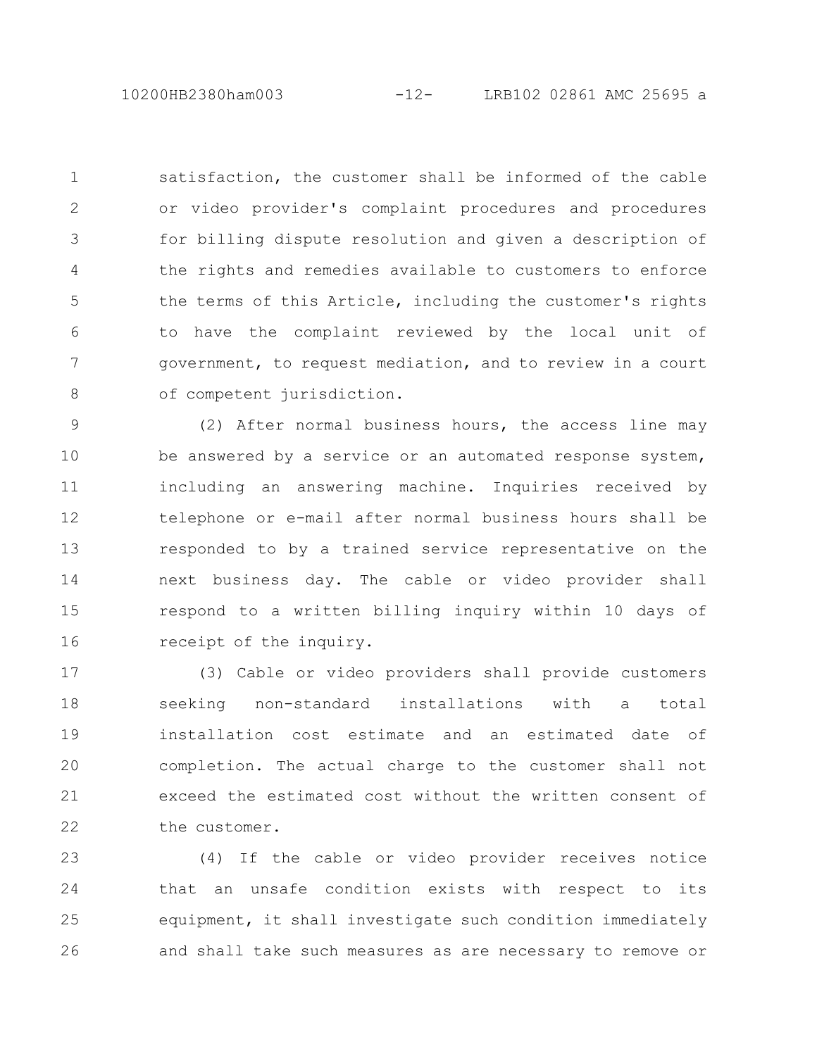satisfaction, the customer shall be informed of the cable or video provider's complaint procedures and procedures for billing dispute resolution and given a description of the rights and remedies available to customers to enforce the terms of this Article, including the customer's rights to have the complaint reviewed by the local unit of government, to request mediation, and to review in a court of competent jurisdiction.

(2) After normal business hours, the access line may be answered by a service or an automated response system, including an answering machine. Inquiries received by telephone or e-mail after normal business hours shall be responded to by a trained service representative on the next business day. The cable or video provider shall respond to a written billing inquiry within 10 days of receipt of the inquiry.

(3) Cable or video providers shall provide customers seeking non-standard installations with a total installation cost estimate and an estimated date of completion. The actual charge to the customer shall not exceed the estimated cost without the written consent of the customer.

(4) If the cable or video provider receives notice that an unsafe condition exists with respect to its equipment, it shall investigate such condition immediately and shall take such measures as are necessary to remove or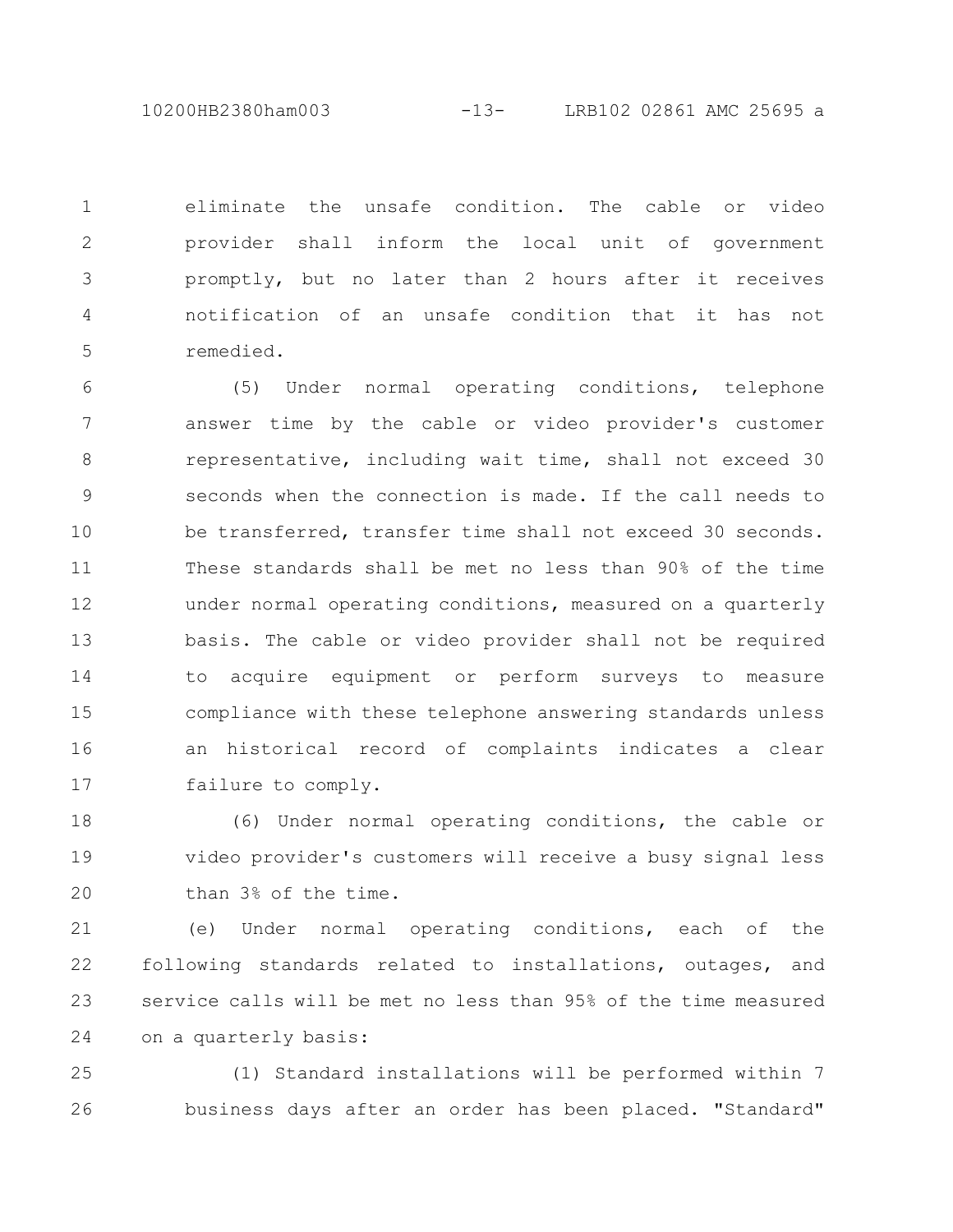eliminate the unsafe condition. The cable or video provider shall inform the local unit of government promptly, but no later than 2 hours after it receives notification of an unsafe condition that it has not remedied.

(5) Under normal operating conditions, telephone answer time by the cable or video provider's customer representative, including wait time, shall not exceed 30 seconds when the connection is made. If the call needs to be transferred, transfer time shall not exceed 30 seconds. These standards shall be met no less than 90% of the time under normal operating conditions, measured on a quarterly basis. The cable or video provider shall not be required to acquire equipment or perform surveys to measure compliance with these telephone answering standards unless an historical record of complaints indicates a clear failure to comply.

(6) Under normal operating conditions, the cable or video provider's customers will receive a busy signal less than 3% of the time.

(e) Under normal operating conditions, each of the following standards related to installations, outages, and service calls will be met no less than 95% of the time measured on a quarterly basis:

(1) Standard installations will be performed within 7 business days after an order has been placed. "Standard"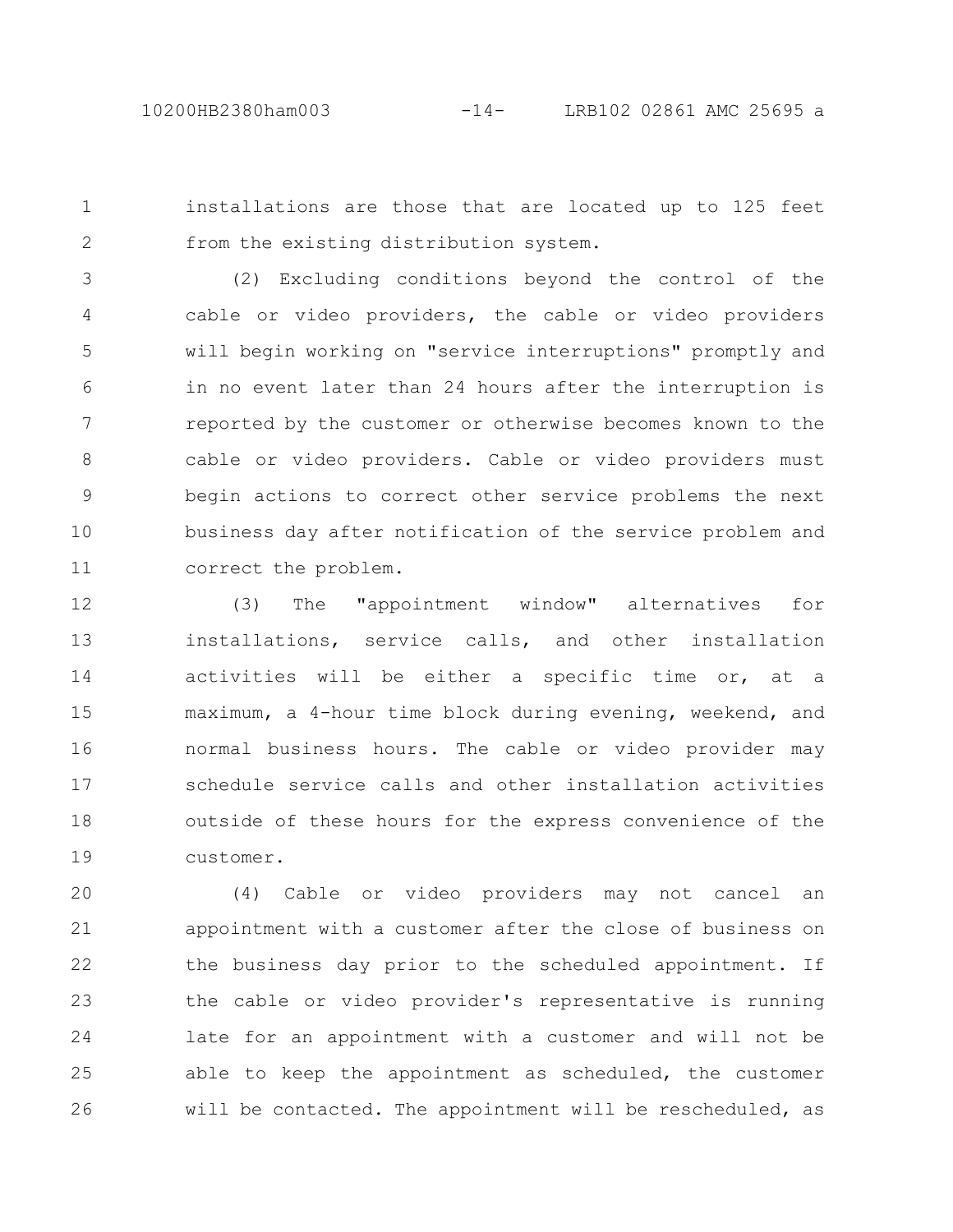installations are those that are located up to 125 feet from the existing distribution system.

(2) Excluding conditions beyond the control of the cable or video providers, the cable or video providers will begin working on "service interruptions" promptly and in no event later than 24 hours after the interruption is reported by the customer or otherwise becomes known to the cable or video providers. Cable or video providers must begin actions to correct other service problems the next business day after notification of the service problem and correct the problem.

(3) The "appointment window" alternatives for installations, service calls, and other installation activities will be either a specific time or, at a maximum, a 4-hour time block during evening, weekend, and normal business hours. The cable or video provider may schedule service calls and other installation activities outside of these hours for the express convenience of the customer.

(4) Cable or video providers may not cancel an appointment with a customer after the close of business on the business day prior to the scheduled appointment. If the cable or video provider's representative is running late for an appointment with a customer and will not be able to keep the appointment as scheduled, the customer will be contacted. The appointment will be rescheduled, as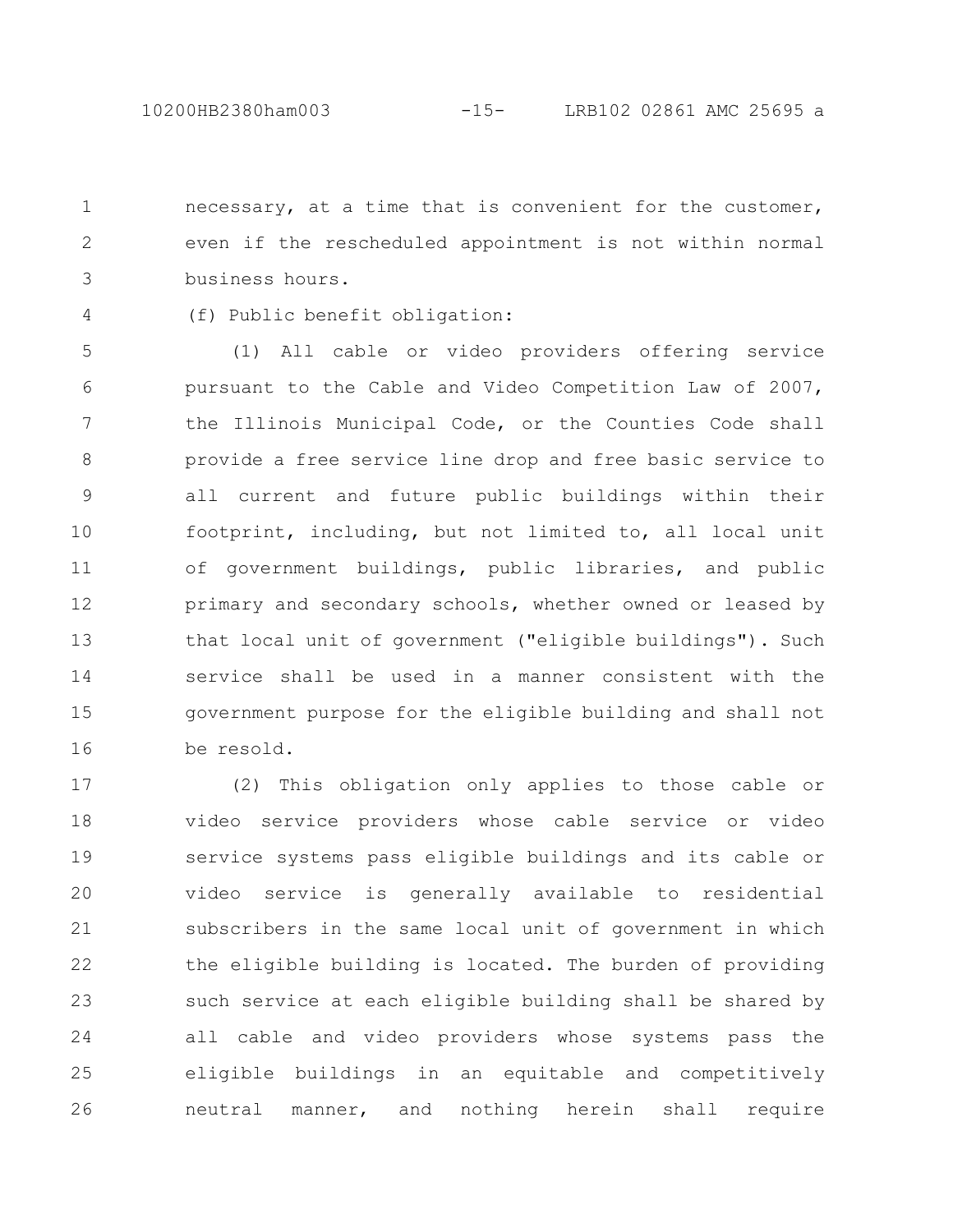necessary, at a time that is convenient for the customer, even if the rescheduled appointment is not within normal business hours.

(f) Public benefit obligation:

(1) All cable or video providers offering service pursuant to the Cable and Video Competition Law of 2007, the Illinois Municipal Code, or the Counties Code shall provide a free service line drop and free basic service to all current and future public buildings within their footprint, including, but not limited to, all local unit of government buildings, public libraries, and public primary and secondary schools, whether owned or leased by that local unit of government ("eligible buildings"). Such service shall be used in a manner consistent with the government purpose for the eligible building and shall not be resold.

(2) This obligation only applies to those cable or video service providers whose cable service or video service systems pass eligible buildings and its cable or video service is generally available to residential subscribers in the same local unit of government in which the eligible building is located. The burden of providing such service at each eligible building shall be shared by all cable and video providers whose systems pass the eligible buildings in an equitable and competitively neutral manner, and nothing herein shall require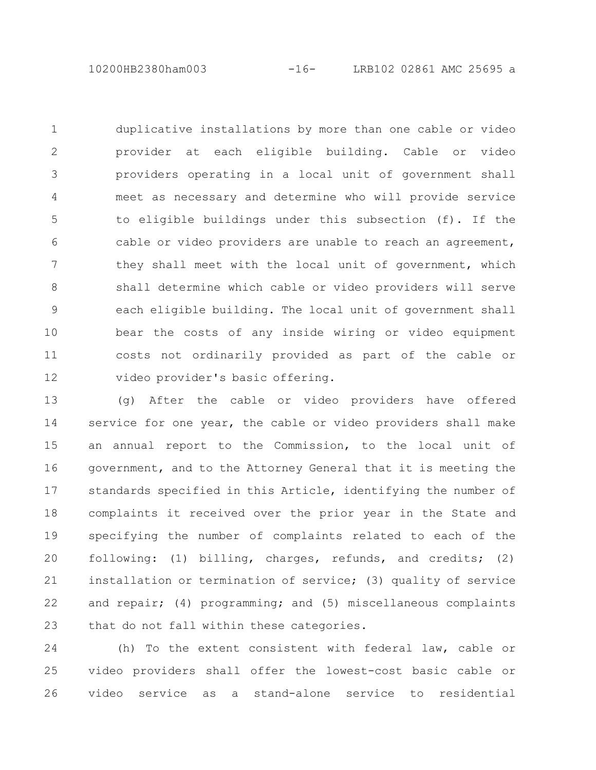duplicative installations by more than one cable or video provider at each eligible building. Cable or video providers operating in a local unit of government shall meet as necessary and determine who will provide service to eligible buildings under this subsection (f). If the cable or video providers are unable to reach an agreement, they shall meet with the local unit of government, which shall determine which cable or video providers will serve each eligible building. The local unit of government shall bear the costs of any inside wiring or video equipment costs not ordinarily provided as part of the cable or video provider's basic offering.

(g) After the cable or video providers have offered service for one year, the cable or video providers shall make an annual report to the Commission, to the local unit of government, and to the Attorney General that it is meeting the standards specified in this Article, identifying the number of complaints it received over the prior year in the State and specifying the number of complaints related to each of the following: (1) billing, charges, refunds, and credits; (2) installation or termination of service; (3) quality of service and repair; (4) programming; and (5) miscellaneous complaints that do not fall within these categories.

(h) To the extent consistent with federal law, cable or video providers shall offer the lowest-cost basic cable or video service as a stand-alone service to residential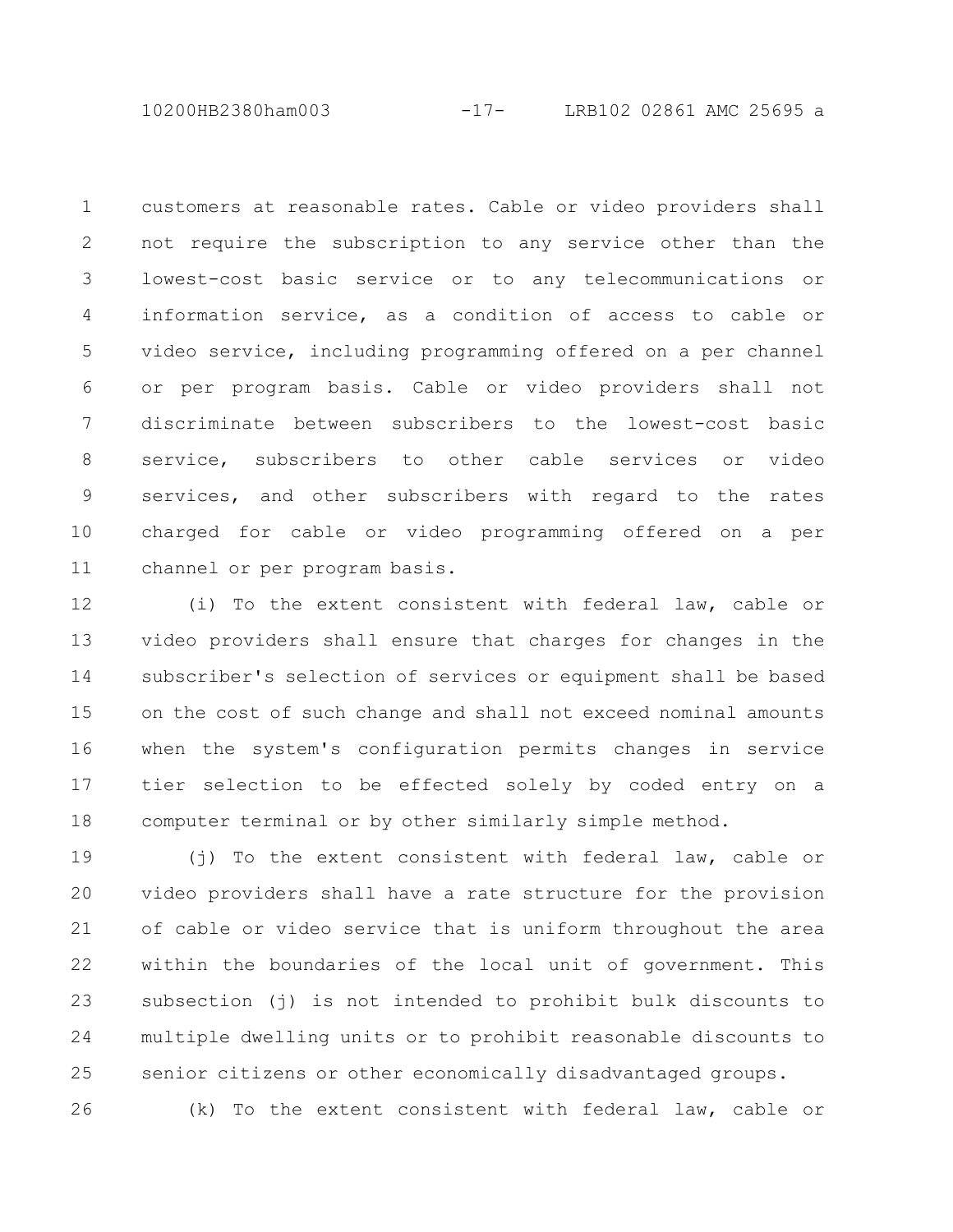customers at reasonable rates. Cable or video providers shall not require the subscription to any service other than the lowest-cost basic service or to any telecommunications or information service, as a condition of access to cable or video service, including programming offered on a per channel or per program basis. Cable or video providers shall not discriminate between subscribers to the lowest-cost basic service, subscribers to other cable services or video services, and other subscribers with regard to the rates charged for cable or video programming offered on a per channel or per program basis.

(i) To the extent consistent with federal law, cable or video providers shall ensure that charges for changes in the subscriber's selection of services or equipment shall be based on the cost of such change and shall not exceed nominal amounts when the system's configuration permits changes in service tier selection to be effected solely by coded entry on a computer terminal or by other similarly simple method.

(j) To the extent consistent with federal law, cable or video providers shall have a rate structure for the provision of cable or video service that is uniform throughout the area within the boundaries of the local unit of government. This subsection (j) is not intended to prohibit bulk discounts to multiple dwelling units or to prohibit reasonable discounts to senior citizens or other economically disadvantaged groups.

(k) To the extent consistent with federal law, cable or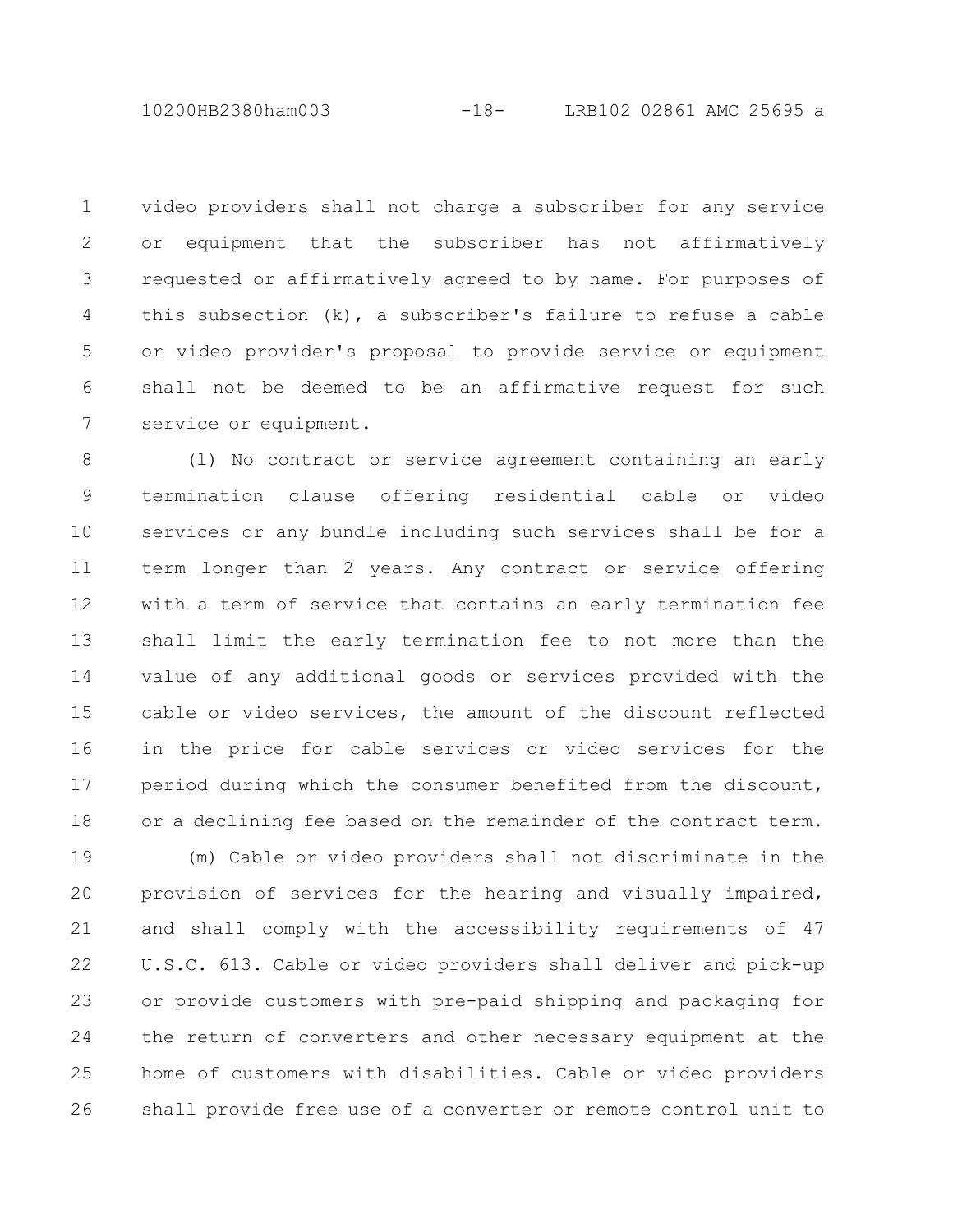video providers shall not charge a subscriber for any service or equipment that the subscriber has not affirmatively requested or affirmatively agreed to by name. For purposes of this subsection (k), a subscriber's failure to refuse a cable or video provider's proposal to provide service or equipment shall not be deemed to be an affirmative request for such service or equipment.

(l) No contract or service agreement containing an early termination clause offering residential cable or video services or any bundle including such services shall be for a term longer than 2 years. Any contract or service offering with a term of service that contains an early termination fee shall limit the early termination fee to not more than the value of any additional goods or services provided with the cable or video services, the amount of the discount reflected in the price for cable services or video services for the period during which the consumer benefited from the discount, or a declining fee based on the remainder of the contract term.

(m) Cable or video providers shall not discriminate in the provision of services for the hearing and visually impaired, and shall comply with the accessibility requirements of 47 U.S.C. 613. Cable or video providers shall deliver and pick-up or provide customers with pre-paid shipping and packaging for the return of converters and other necessary equipment at the home of customers with disabilities. Cable or video providers shall provide free use of a converter or remote control unit to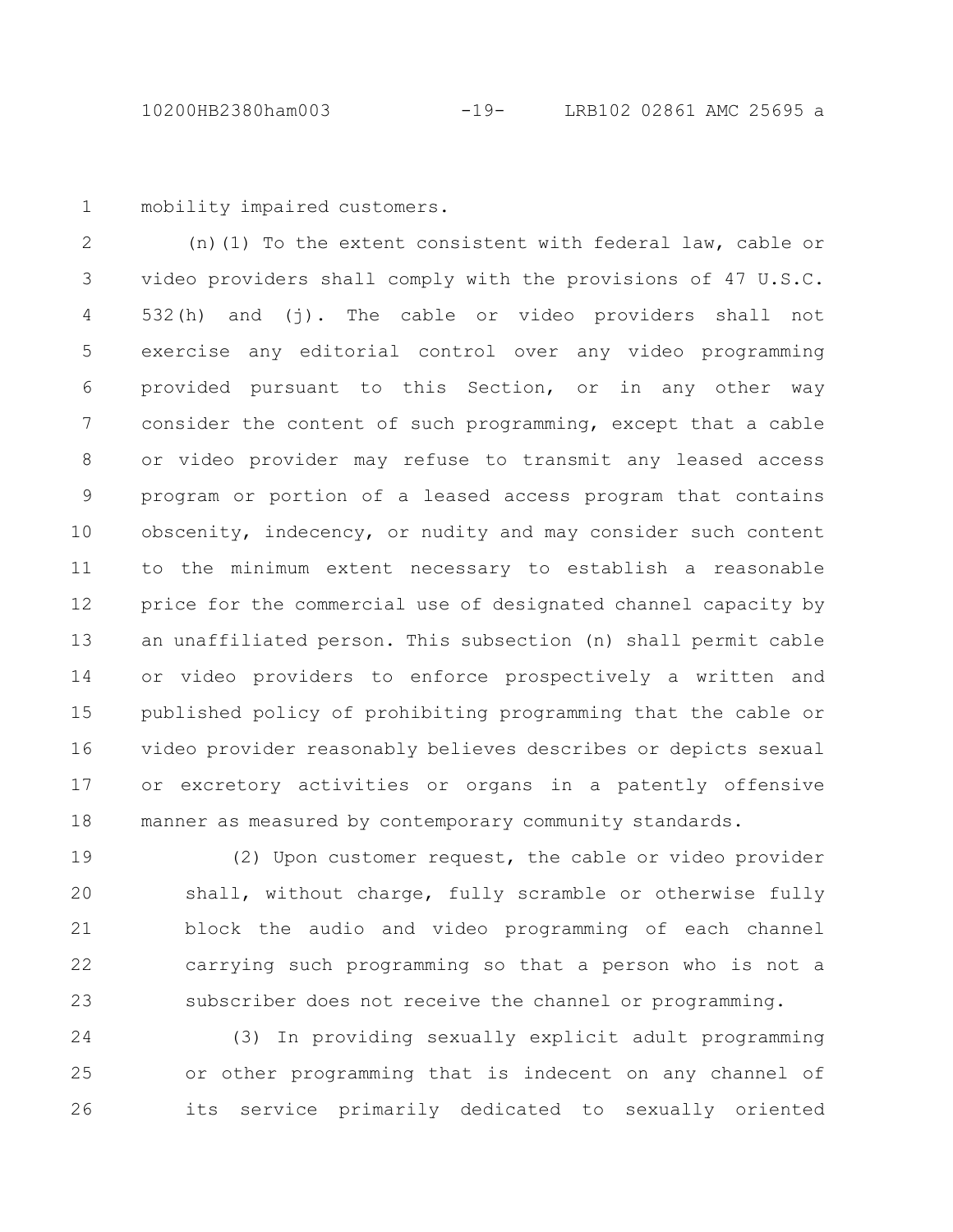mobility impaired customers.

(n)(1) To the extent consistent with federal law, cable or video providers shall comply with the provisions of 47 U.S.C. 532(h) and (j). The cable or video providers shall not exercise any editorial control over any video programming provided pursuant to this Section, or in any other way consider the content of such programming, except that a cable or video provider may refuse to transmit any leased access program or portion of a leased access program that contains obscenity, indecency, or nudity and may consider such content to the minimum extent necessary to establish a reasonable price for the commercial use of designated channel capacity by an unaffiliated person. This subsection (n) shall permit cable or video providers to enforce prospectively a written and published policy of prohibiting programming that the cable or video provider reasonably believes describes or depicts sexual or excretory activities or organs in a patently offensive manner as measured by contemporary community standards.

(2) Upon customer request, the cable or video provider shall, without charge, fully scramble or otherwise fully block the audio and video programming of each channel carrying such programming so that a person who is not a subscriber does not receive the channel or programming.

(3) In providing sexually explicit adult programming or other programming that is indecent on any channel of its service primarily dedicated to sexually oriented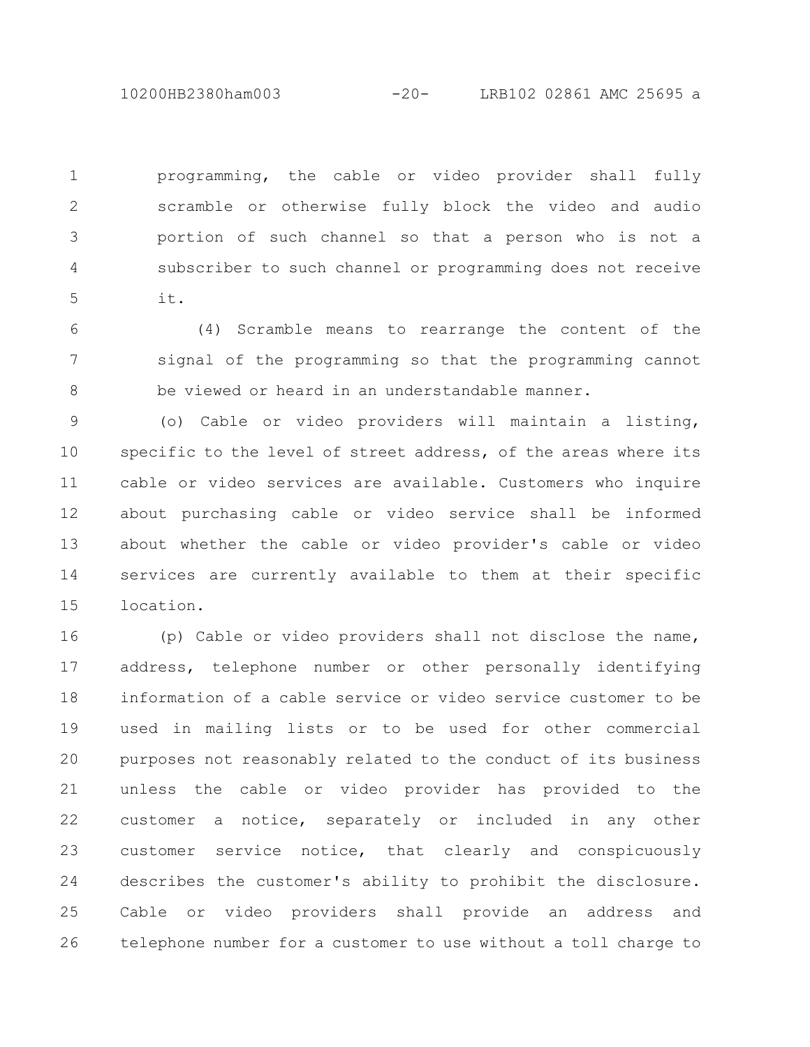programming, the cable or video provider shall fully scramble or otherwise fully block the video and audio portion of such channel so that a person who is not a subscriber to such channel or programming does not receive it.

(4) Scramble means to rearrange the content of the signal of the programming so that the programming cannot be viewed or heard in an understandable manner.

(o) Cable or video providers will maintain a listing, specific to the level of street address, of the areas where its cable or video services are available. Customers who inquire about purchasing cable or video service shall be informed about whether the cable or video provider's cable or video services are currently available to them at their specific location.

(p) Cable or video providers shall not disclose the name, address, telephone number or other personally identifying information of a cable service or video service customer to be used in mailing lists or to be used for other commercial purposes not reasonably related to the conduct of its business unless the cable or video provider has provided to the customer a notice, separately or included in any other customer service notice, that clearly and conspicuously describes the customer's ability to prohibit the disclosure. Cable or video providers shall provide an address and telephone number for a customer to use without a toll charge to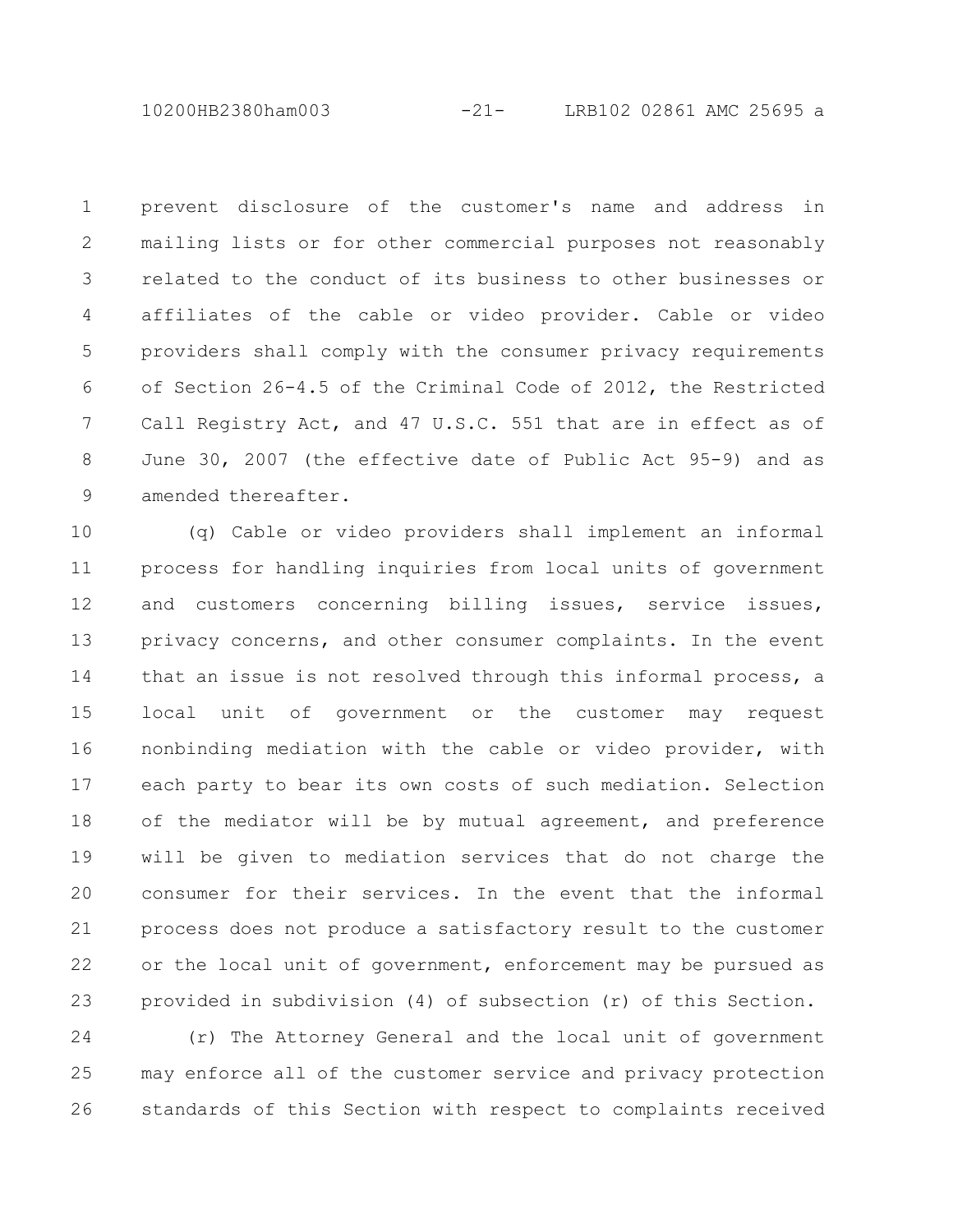prevent disclosure of the customer's name and address in mailing lists or for other commercial purposes not reasonably related to the conduct of its business to other businesses or affiliates of the cable or video provider. Cable or video providers shall comply with the consumer privacy requirements of Section 26-4.5 of the Criminal Code of 2012, the Restricted Call Registry Act, and 47 U.S.C. 551 that are in effect as of June 30, 2007 (the effective date of Public Act 95-9) and as amended thereafter.

(q) Cable or video providers shall implement an informal process for handling inquiries from local units of government and customers concerning billing issues, service issues, privacy concerns, and other consumer complaints. In the event that an issue is not resolved through this informal process, a local unit of government or the customer may request nonbinding mediation with the cable or video provider, with each party to bear its own costs of such mediation. Selection of the mediator will be by mutual agreement, and preference will be given to mediation services that do not charge the consumer for their services. In the event that the informal process does not produce a satisfactory result to the customer or the local unit of government, enforcement may be pursued as provided in subdivision (4) of subsection (r) of this Section.

(r) The Attorney General and the local unit of government may enforce all of the customer service and privacy protection standards of this Section with respect to complaints received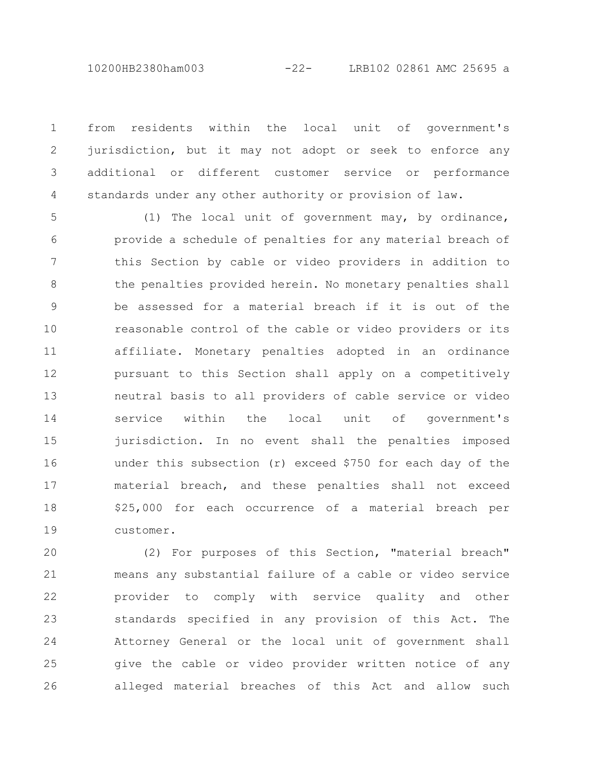from residents within the local unit of government's jurisdiction, but it may not adopt or seek to enforce any additional or different customer service or performance standards under any other authority or provision of law.

(1) The local unit of government may, by ordinance, provide a schedule of penalties for any material breach of this Section by cable or video providers in addition to the penalties provided herein. No monetary penalties shall be assessed for a material breach if it is out of the reasonable control of the cable or video providers or its affiliate. Monetary penalties adopted in an ordinance pursuant to this Section shall apply on a competitively neutral basis to all providers of cable service or video service within the local unit of government's jurisdiction. In no event shall the penalties imposed under this subsection (r) exceed $750 for each day of the material breach, and these penalties shall not exceed $25,000 for each occurrence of a material breach per customer.

(2) For purposes of this Section, "material breach" means any substantial failure of a cable or video service provider to comply with service quality and other standards specified in any provision of this Act. The Attorney General or the local unit of government shall give the cable or video provider written notice of any alleged material breaches of this Act and allow such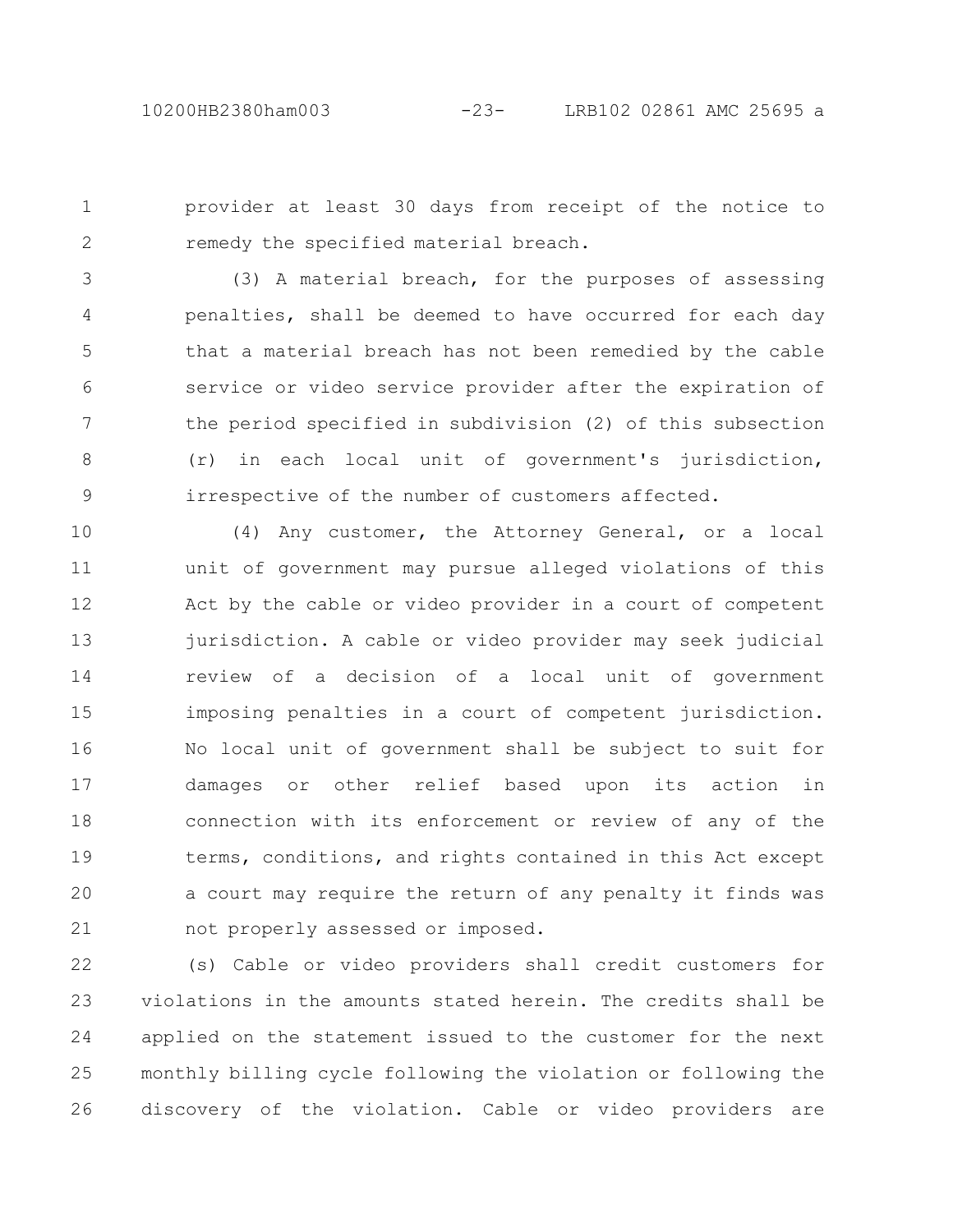provider at least 30 days from receipt of the notice to remedy the specified material breach.

(3) A material breach, for the purposes of assessing penalties, shall be deemed to have occurred for each day that a material breach has not been remedied by the cable service or video service provider after the expiration of the period specified in subdivision (2) of this subsection (r) in each local unit of government's jurisdiction, irrespective of the number of customers affected.

(4) Any customer, the Attorney General, or a local unit of government may pursue alleged violations of this Act by the cable or video provider in a court of competent jurisdiction. A cable or video provider may seek judicial review of a decision of a local unit of government imposing penalties in a court of competent jurisdiction. No local unit of government shall be subject to suit for damages or other relief based upon its action in connection with its enforcement or review of any of the terms, conditions, and rights contained in this Act except a court may require the return of any penalty it finds was not properly assessed or imposed.

(s) Cable or video providers shall credit customers for violations in the amounts stated herein. The credits shall be applied on the statement issued to the customer for the next monthly billing cycle following the violation or following the discovery of the violation. Cable or video providers are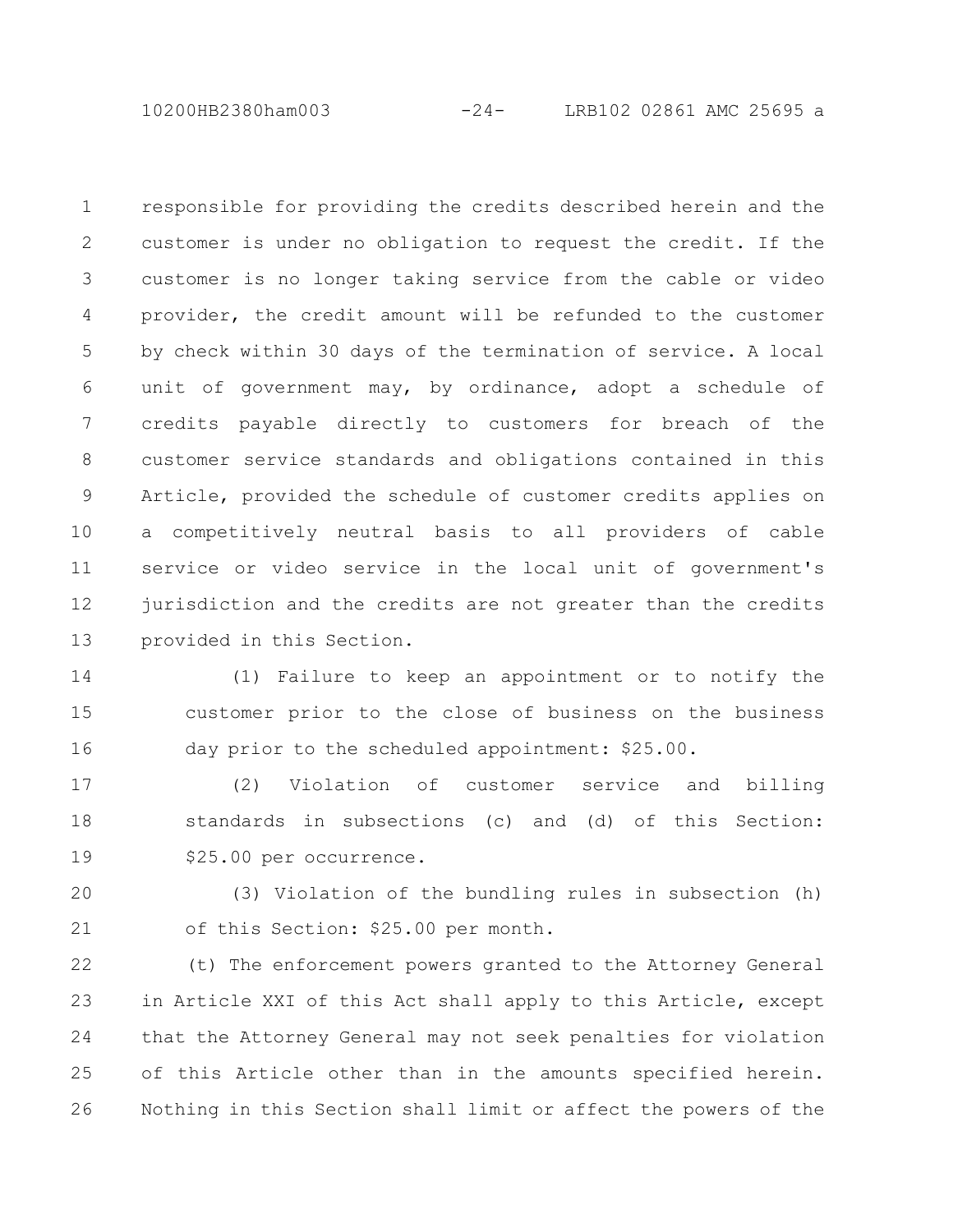responsible for providing the credits described herein and the customer is under no obligation to request the credit. If the customer is no longer taking service from the cable or video provider, the credit amount will be refunded to the customer by check within 30 days of the termination of service. A local unit of government may, by ordinance, adopt a schedule of credits payable directly to customers for breach of the customer service standards and obligations contained in this Article, provided the schedule of customer credits applies on a competitively neutral basis to all providers of cable service or video service in the local unit of government's jurisdiction and the credits are not greater than the credits provided in this Section.

(1) Failure to keep an appointment or to notify the customer prior to the close of business on the business day prior to the scheduled appointment: $25.00.

(2) Violation of customer service and billing standards in subsections (c) and (d) of this Section: $25.00 per occurrence.

(3) Violation of the bundling rules in subsection (h) of this Section: $25.00 per month.

(t) The enforcement powers granted to the Attorney General in Article XXI of this Act shall apply to this Article, except that the Attorney General may not seek penalties for violation of this Article other than in the amounts specified herein. Nothing in this Section shall limit or affect the powers of the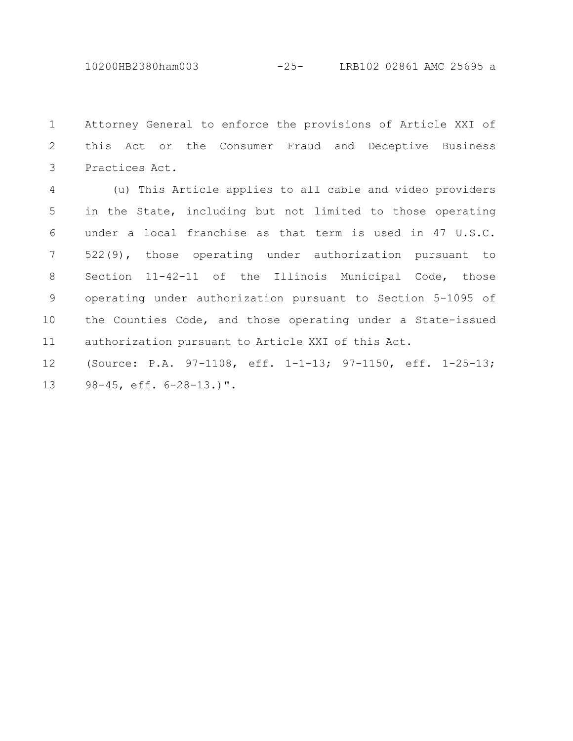Attorney General to enforce the provisions of Article XXI of this Act or the Consumer Fraud and Deceptive Business Practices Act.

(u) This Article applies to all cable and video providers in the State, including but not limited to those operating under a local franchise as that term is used in 47 U.S.C. 522(9), those operating under authorization pursuant to Section 11-42-11 of the Illinois Municipal Code, those operating under authorization pursuant to Section 5-1095 of the Counties Code, and those operating under a State-issued authorization pursuant to Article XXI of this Act.

(Source: P.A. 97-1108, eff. 1-1-13; 97-1150, eff. 1-25-13; 98-45, eff. 6-28-13.)".